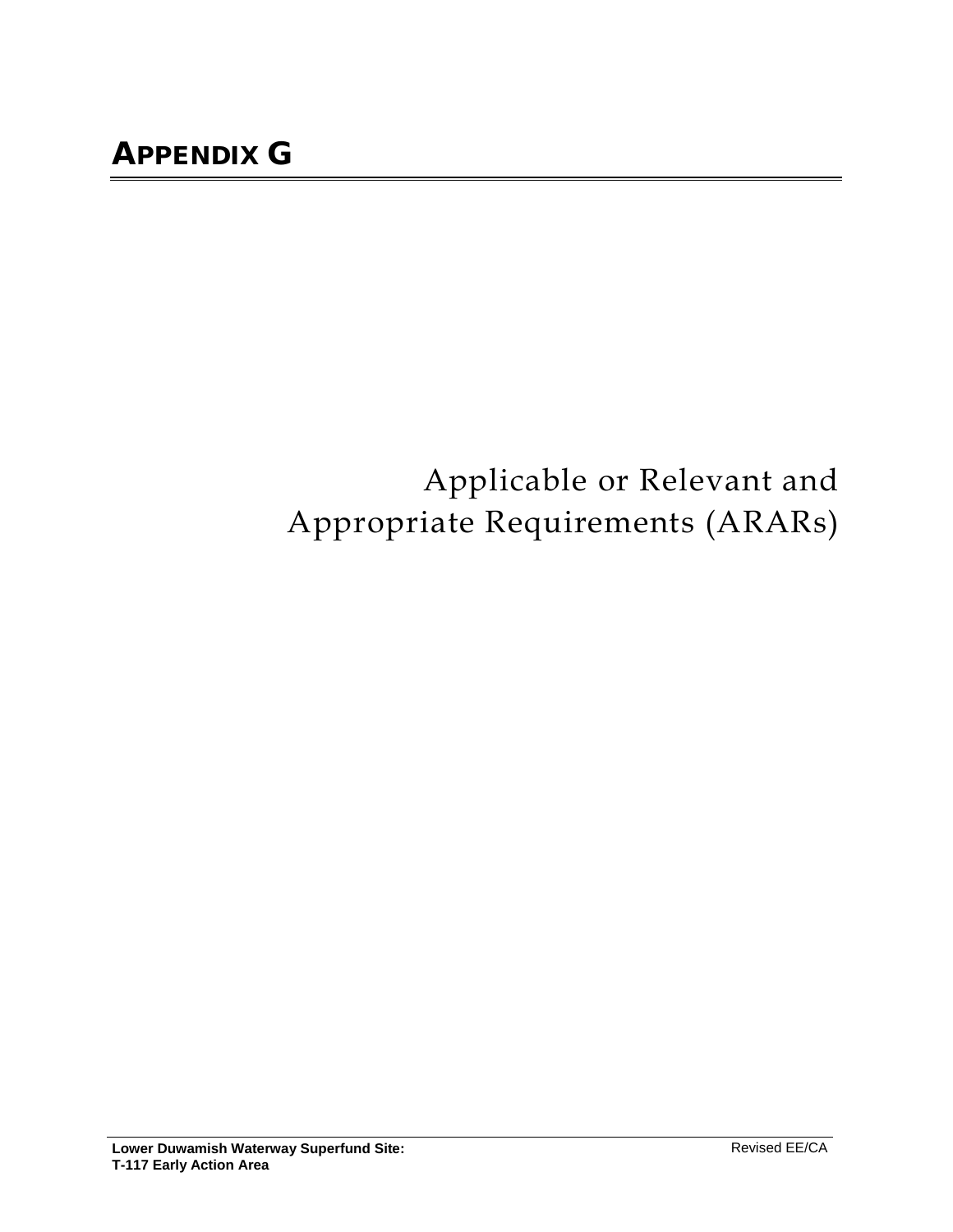# APPENDIX G

## Applicable or Relevant and Appropriate Requirements (ARARs)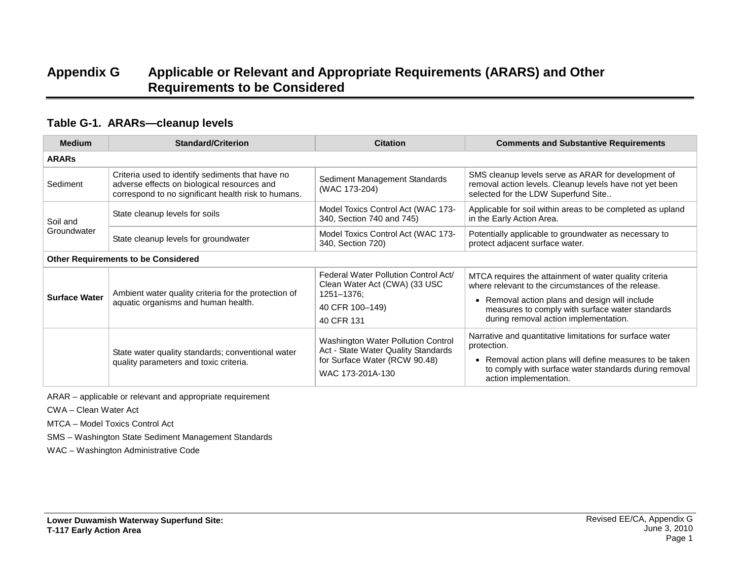# Appendix G Applicable or Relevant and Appropriate Requirements (ARARS) and Other Requirements to be Considered

## Table G-1. ARARs—cleanup levels

| Medium | Standard/Criterion | Citation | Comments and Substantive Requirements |
|---|---|---|---|
| **ARARs** | | | |
| Sediment | Criteria used to identify sediments that have no adverse effects on biological resources and correspond to no significant health risk to humans. | Sediment Management Standards (WAC 173-204) | SMS cleanup levels serve as ARAR for development of removal action levels. Cleanup levels have not yet been selected for the LDW Superfund Site.. |
| Soil and Groundwater | State cleanup levels for soils | Model Toxics Control Act (WAC 173-340, Section 740 and 745) | Applicable for soil within areas to be completed as upland in the Early Action Area. |
| | State cleanup levels for groundwater | Model Toxics Control Act (WAC 173-340, Section 720) | Potentially applicable to groundwater as necessary to protect adjacent surface water. |
| **Other Requirements to be Considered** | | | |
| **Surface Water** | Ambient water quality criteria for the protection of aquatic organisms and human health. | Federal Water Pollution Control Act/ Clean Water Act (CWA) (33 USC 1251–1376; <br> 40 CFR 100–149) <br> 40 CFR 131 | MTCA requires the attainment of water quality criteria where relevant to the circumstances of the release. <br> • Removal action plans and design will include measures to comply with surface water standards during removal action implementation. |
| | State water quality standards; conventional water quality parameters and toxic criteria. | Washington Water Pollution Control Act - State Water Quality Standards for Surface Water (RCW 90.48) <br> WAC 173-201A-130 | Narrative and quantitative limitations for surface water protection. <br> • Removal action plans will define measures to be taken to comply with surface water standards during removal action implementation. |

ARAR – applicable or relevant and appropriate requirement

CWA – Clean Water Act

MTCA – Model Toxics Control Act

SMS – Washington State Sediment Management Standards

WAC – Washington Administrative Code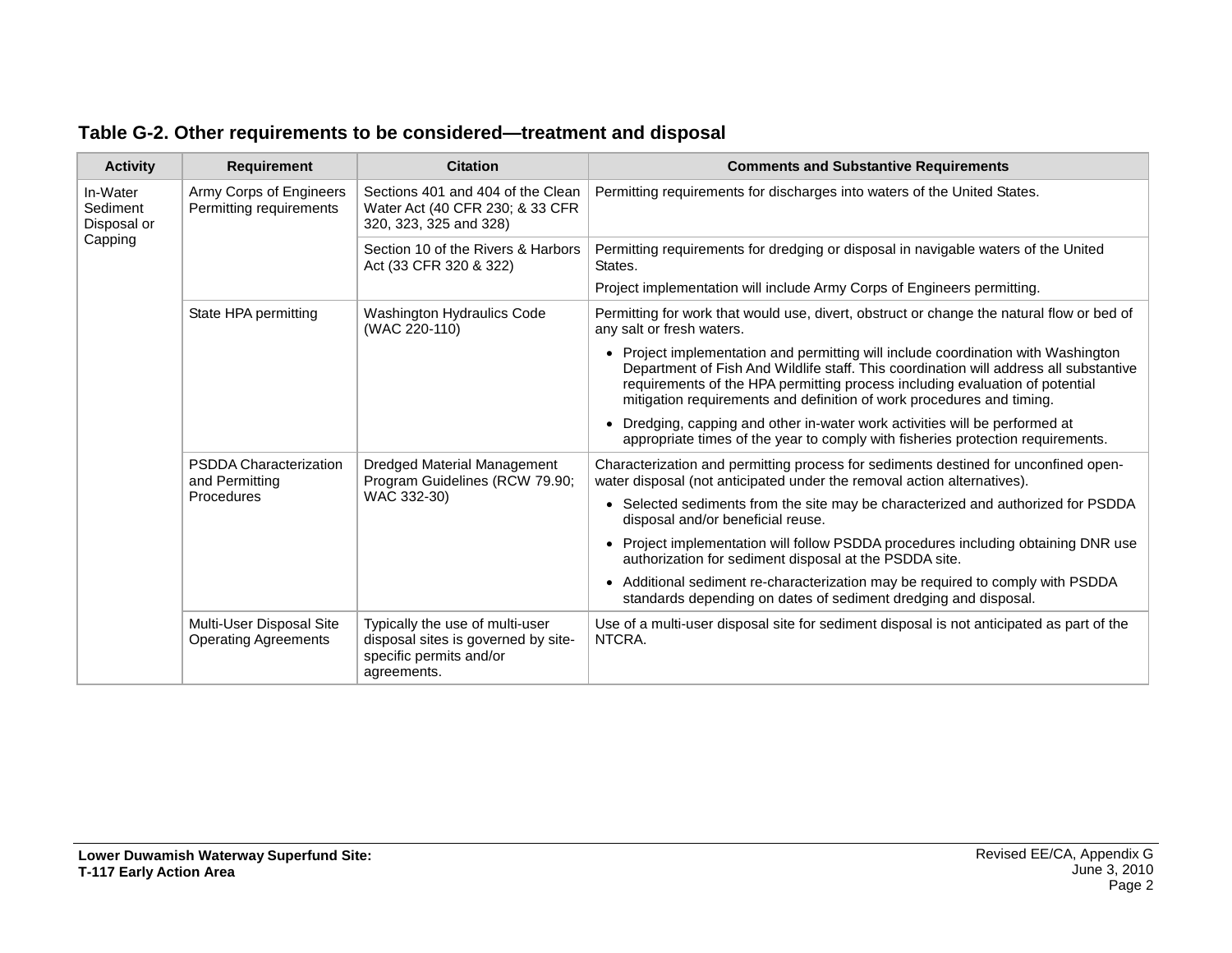## Table G-2. Other requirements to be considered—treatment and disposal

| Activity | Requirement | Citation | Comments and Substantive Requirements |
|---|---|---|---|
| In-Water Sediment Disposal or Capping | Army Corps of Engineers Permitting requirements | Sections 401 and 404 of the Clean Water Act (40 CFR 230; & 33 CFR 320, 323, 325 and 328) | Permitting requirements for discharges into waters of the United States. |
| | | Section 10 of the Rivers & Harbors Act (33 CFR 320 & 322) | Permitting requirements for dredging or disposal in navigable waters of the United States.<br><br>Project implementation will include Army Corps of Engineers permitting. |
| | State HPA permitting | Washington Hydraulics Code (WAC 220-110) | Permitting for work that would use, divert, obstruct or change the natural flow or bed of any salt or fresh waters.<br><br>• Project implementation and permitting will include coordination with Washington Department of Fish And Wildlife staff. This coordination will address all substantive requirements of the HPA permitting process including evaluation of potential mitigation requirements and definition of work procedures and timing.<br><br>• Dredging, capping and other in-water work activities will be performed at appropriate times of the year to comply with fisheries protection requirements. |
| | PSDDA Characterization and Permitting Procedures | Dredged Material Management Program Guidelines (RCW 79.90; WAC 332-30) | Characterization and permitting process for sediments destined for unconfined open-water disposal (not anticipated under the removal action alternatives).<br><br>• Selected sediments from the site may be characterized and authorized for PSDDA disposal and/or beneficial reuse.<br><br>• Project implementation will follow PSDDA procedures including obtaining DNR use authorization for sediment disposal at the PSDDA site.<br><br>• Additional sediment re-characterization may be required to comply with PSDDA standards depending on dates of sediment dredging and disposal. |
| | Multi-User Disposal Site Operating Agreements | Typically the use of multi-user disposal sites is governed by site-specific permits and/or agreements. | Use of a multi-user disposal site for sediment disposal is not anticipated as part of the NTCRA. |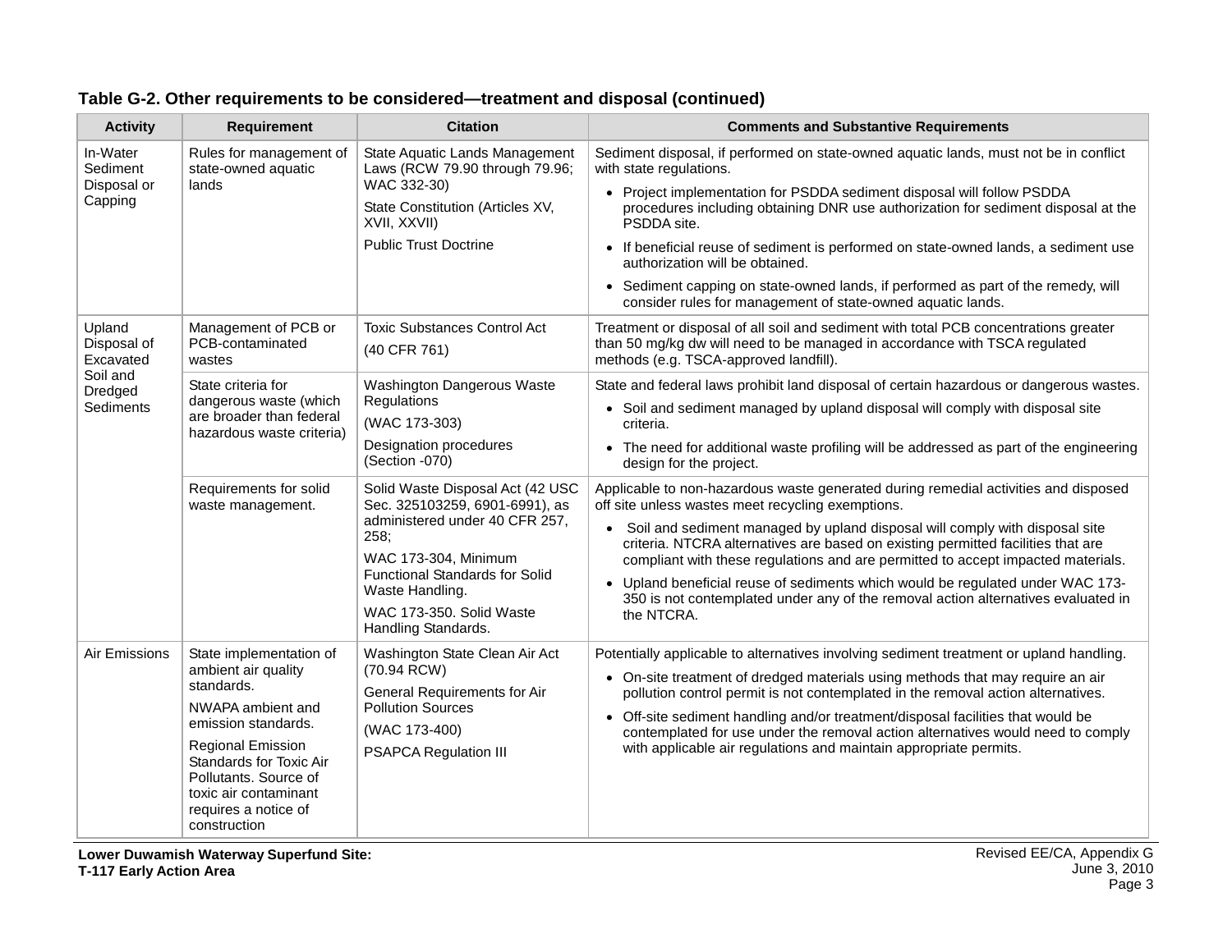**Table G-2. Other requirements to be considered—treatment and disposal (continued)**

| Activity | Requirement | Citation | Comments and Substantive Requirements |
|---|---|---|---|
| In-Water Sediment Disposal or Capping | Rules for management of state-owned aquatic lands | State Aquatic Lands Management Laws (RCW 79.90 through 79.96; WAC 332-30)<br><br>State Constitution (Articles XV, XVII, XXVII)<br><br>Public Trust Doctrine | Sediment disposal, if performed on state-owned aquatic lands, must not be in conflict with state regulations.<br><br>• Project implementation for PSDDA sediment disposal will follow PSDDA procedures including obtaining DNR use authorization for sediment disposal at the PSDDA site.<br><br>• If beneficial reuse of sediment is performed on state-owned lands, a sediment use authorization will be obtained.<br><br>• Sediment capping on state-owned lands, if performed as part of the remedy, will consider rules for management of state-owned aquatic lands. |
| Upland Disposal of Excavated Soil and Dredged Sediments | Management of PCB or PCB-contaminated wastes | Toxic Substances Control Act<br><br>(40 CFR 761) | Treatment or disposal of all soil and sediment with total PCB concentrations greater than 50 mg/kg dw will need to be managed in accordance with TSCA regulated methods (e.g. TSCA-approved landfill). |
| | State criteria for dangerous waste (which are broader than federal hazardous waste criteria) | Washington Dangerous Waste Regulations<br><br>(WAC 173-303)<br><br>Designation procedures (Section -070) | State and federal laws prohibit land disposal of certain hazardous or dangerous wastes.<br><br>• Soil and sediment managed by upland disposal will comply with disposal site criteria.<br><br>• The need for additional waste profiling will be addressed as part of the engineering design for the project. |
| | Requirements for solid waste management. | Solid Waste Disposal Act (42 USC Sec. 325103259, 6901-6991), as administered under 40 CFR 257, 258;<br><br>WAC 173-304, Minimum Functional Standards for Solid Waste Handling.<br><br>WAC 173-350. Solid Waste Handling Standards. | Applicable to non-hazardous waste generated during remedial activities and disposed off site unless wastes meet recycling exemptions.<br><br>• Soil and sediment managed by upland disposal will comply with disposal site criteria. NTCRA alternatives are based on existing permitted facilities that are compliant with these regulations and are permitted to accept impacted materials.<br><br>• Upland beneficial reuse of sediments which would be regulated under WAC 173-350 is not contemplated under any of the removal action alternatives evaluated in the NTCRA. |
| Air Emissions | State implementation of ambient air quality standards.<br><br>NWAPA ambient and emission standards.<br><br>Regional Emission Standards for Toxic Air Pollutants. Source of toxic air contaminant requires a notice of construction | Washington State Clean Air Act (70.94 RCW)<br><br>General Requirements for Air Pollution Sources<br><br>(WAC 173-400)<br><br>PSAPCA Regulation III | Potentially applicable to alternatives involving sediment treatment or upland handling.<br><br>• On-site treatment of dredged materials using methods that may require an air pollution control permit is not contemplated in the removal action alternatives.<br><br>• Off-site sediment handling and/or treatment/disposal facilities that would be contemplated for use under the removal action alternatives would need to comply with applicable air regulations and maintain appropriate permits. |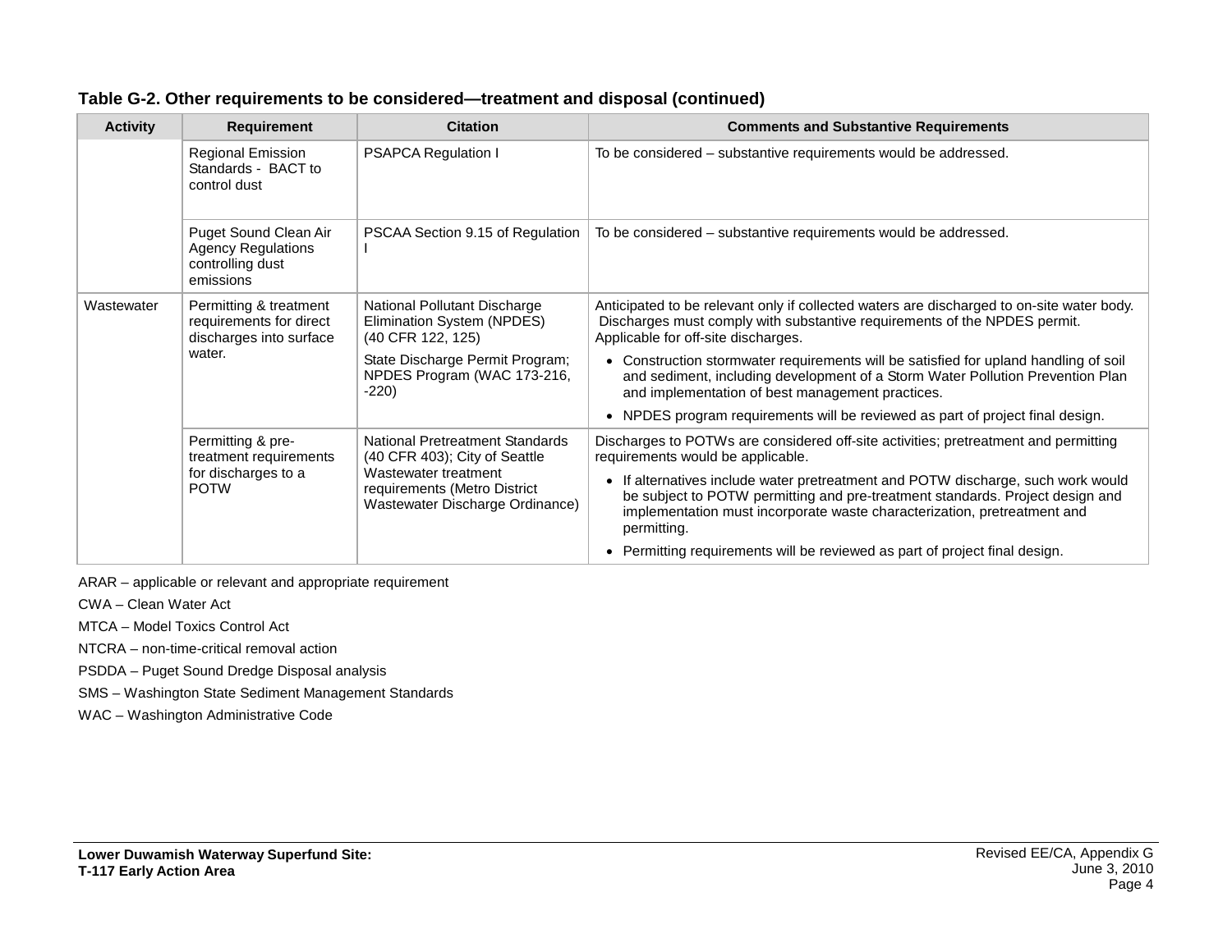**Table G-2. Other requirements to be considered—treatment and disposal (continued)**

| Activity | Requirement | Citation | Comments and Substantive Requirements |
|---|---|---|---|
| | Regional Emission Standards - BACT to control dust | PSAPCA Regulation I | To be considered – substantive requirements would be addressed. |
| | Puget Sound Clean Air Agency Regulations controlling dust emissions | PSCAA Section 9.15 of Regulation I | To be considered – substantive requirements would be addressed. |
| Wastewater | Permitting & treatment requirements for direct discharges into surface water. | National Pollutant Discharge Elimination System (NPDES) (40 CFR 122, 125)<br><br>State Discharge Permit Program; NPDES Program (WAC 173-216, -220) | Anticipated to be relevant only if collected waters are discharged to on-site water body. Discharges must comply with substantive requirements of the NPDES permit. Applicable for off-site discharges.<br><br>• Construction stormwater requirements will be satisfied for upland handling of soil and sediment, including development of a Storm Water Pollution Prevention Plan and implementation of best management practices.<br><br>• NPDES program requirements will be reviewed as part of project final design. |
| | Permitting & pre-treatment requirements for discharges to a POTW | National Pretreatment Standards (40 CFR 403); City of Seattle Wastewater treatment requirements (Metro District Wastewater Discharge Ordinance) | Discharges to POTWs are considered off-site activities; pretreatment and permitting requirements would be applicable.<br><br>• If alternatives include water pretreatment and POTW discharge, such work would be subject to POTW permitting and pre-treatment standards. Project design and implementation must incorporate waste characterization, pretreatment and permitting.<br><br>• Permitting requirements will be reviewed as part of project final design. |

ARAR – applicable or relevant and appropriate requirement

CWA – Clean Water Act

MTCA – Model Toxics Control Act

NTCRA – non-time-critical removal action

PSDDA – Puget Sound Dredge Disposal analysis

SMS – Washington State Sediment Management Standards

WAC – Washington Administrative Code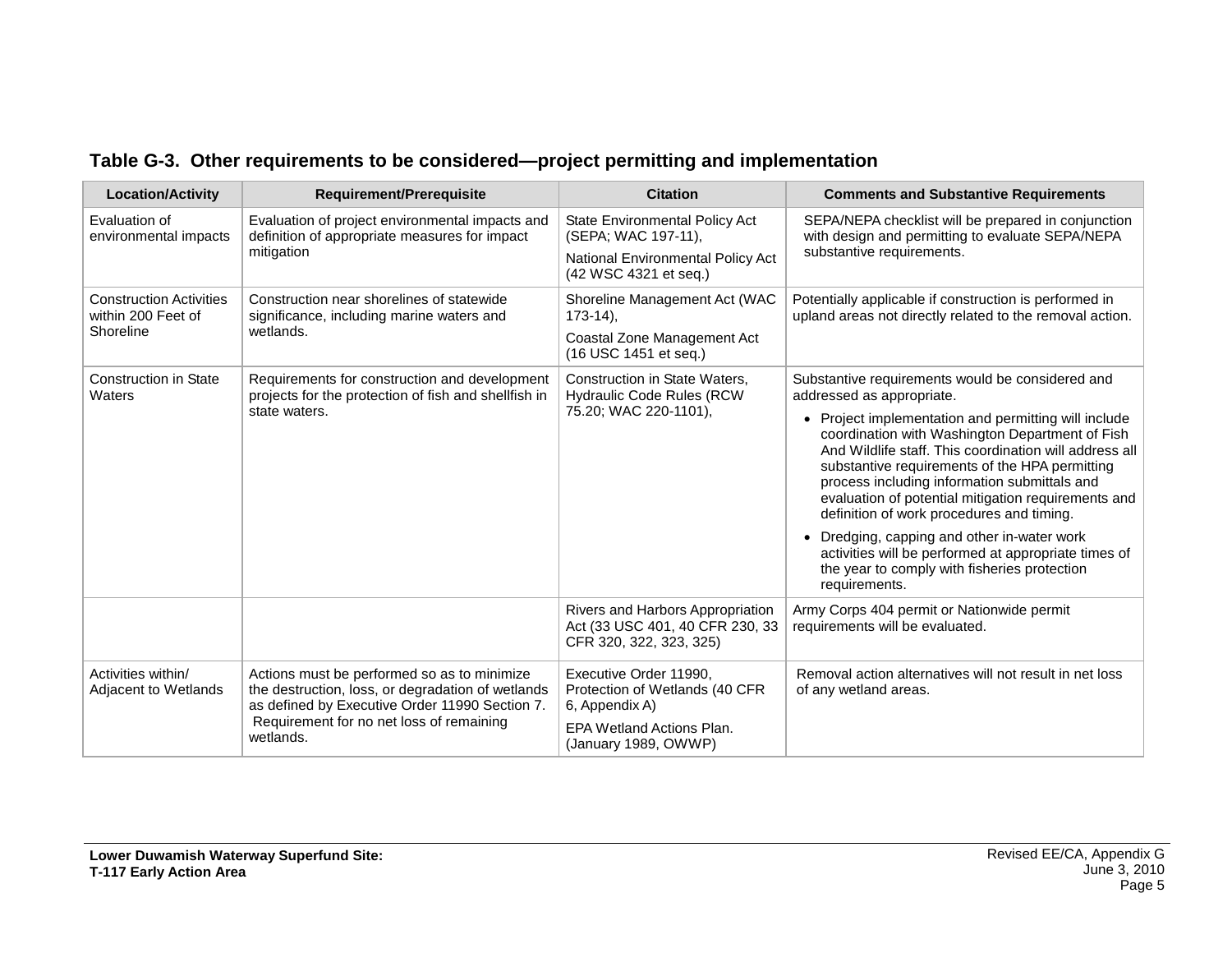### Table G-3. Other requirements to be considered—project permitting and implementation

| Location/Activity | Requirement/Prerequisite | Citation | Comments and Substantive Requirements |
|---|---|---|---|
| Evaluation of environmental impacts | Evaluation of project environmental impacts and definition of appropriate measures for impact mitigation | State Environmental Policy Act (SEPA; WAC 197-11),<br>National Environmental Policy Act (42 WSC 4321 et seq.) | SEPA/NEPA checklist will be prepared in conjunction with design and permitting to evaluate SEPA/NEPA substantive requirements. |
| Construction Activities within 200 Feet of Shoreline | Construction near shorelines of statewide significance, including marine waters and wetlands. | Shoreline Management Act (WAC 173-14),<br>Coastal Zone Management Act (16 USC 1451 et seq.) | Potentially applicable if construction is performed in upland areas not directly related to the removal action. |
| Construction in State Waters | Requirements for construction and development projects for the protection of fish and shellfish in state waters. | Construction in State Waters, Hydraulic Code Rules (RCW 75.20; WAC 220-1101), | Substantive requirements would be considered and addressed as appropriate.<br>• Project implementation and permitting will include coordination with Washington Department of Fish And Wildlife staff. This coordination will address all substantive requirements of the HPA permitting process including information submittals and evaluation of potential mitigation requirements and definition of work procedures and timing.<br>• Dredging, capping and other in-water work activities will be performed at appropriate times of the year to comply with fisheries protection requirements. |
| | | Rivers and Harbors Appropriation Act (33 USC 401, 40 CFR 230, 33 CFR 320, 322, 323, 325) | Army Corps 404 permit or Nationwide permit requirements will be evaluated. |
| Activities within/ Adjacent to Wetlands | Actions must be performed so as to minimize the destruction, loss, or degradation of wetlands as defined by Executive Order 11990 Section 7. Requirement for no net loss of remaining wetlands. | Executive Order 11990, Protection of Wetlands (40 CFR 6, Appendix A)<br>EPA Wetland Actions Plan. (January 1989, OWWP) | Removal action alternatives will not result in net loss of any wetland areas. |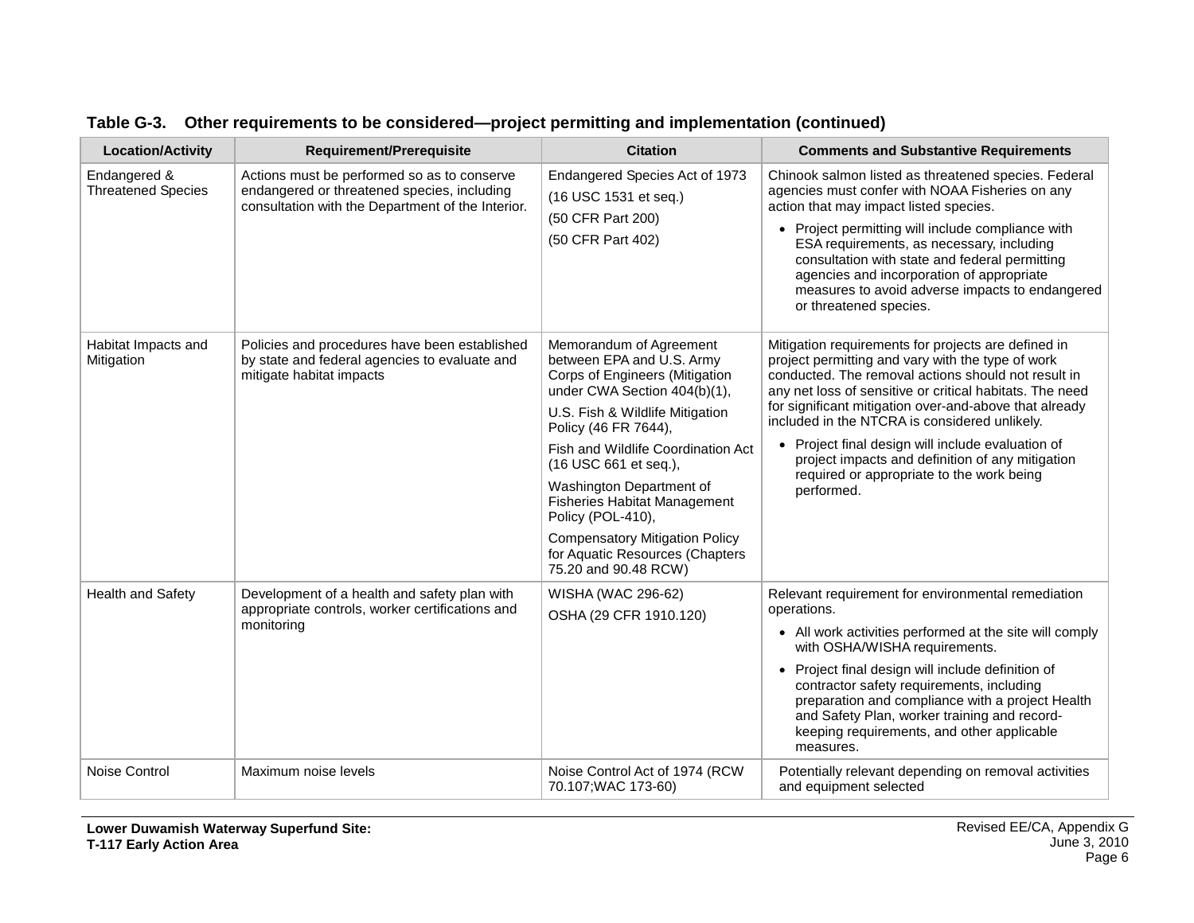**Table G-3. Other requirements to be considered—project permitting and implementation (continued)**

| Location/Activity | Requirement/Prerequisite | Citation | Comments and Substantive Requirements |
|---|---|---|---|
| Endangered & Threatened Species | Actions must be performed so as to conserve endangered or threatened species, including consultation with the Department of the Interior. | Endangered Species Act of 1973<br>(16 USC 1531 et seq.)<br>(50 CFR Part 200)<br>(50 CFR Part 402) | Chinook salmon listed as threatened species. Federal agencies must confer with NOAA Fisheries on any action that may impact listed species.<br>• Project permitting will include compliance with ESA requirements, as necessary, including consultation with state and federal permitting agencies and incorporation of appropriate measures to avoid adverse impacts to endangered or threatened species. |
| Habitat Impacts and Mitigation | Policies and procedures have been established by state and federal agencies to evaluate and mitigate habitat impacts | Memorandum of Agreement between EPA and U.S. Army Corps of Engineers (Mitigation under CWA Section 404(b)(1),<br>U.S. Fish & Wildlife Mitigation Policy (46 FR 7644),<br>Fish and Wildlife Coordination Act (16 USC 661 et seq.),<br>Washington Department of Fisheries Habitat Management Policy (POL-410),<br>Compensatory Mitigation Policy for Aquatic Resources (Chapters 75.20 and 90.48 RCW) | Mitigation requirements for projects are defined in project permitting and vary with the type of work conducted. The removal actions should not result in any net loss of sensitive or critical habitats. The need for significant mitigation over-and-above that already included in the NTCRA is considered unlikely.<br>• Project final design will include evaluation of project impacts and definition of any mitigation required or appropriate to the work being performed. |
| Health and Safety | Development of a health and safety plan with appropriate controls, worker certifications and monitoring | WISHA (WAC 296-62)<br>OSHA (29 CFR 1910.120) | Relevant requirement for environmental remediation operations.<br>• All work activities performed at the site will comply with OSHA/WISHA requirements.<br>• Project final design will include definition of contractor safety requirements, including preparation and compliance with a project Health and Safety Plan, worker training and record-keeping requirements, and other applicable measures. |
| Noise Control | Maximum noise levels | Noise Control Act of 1974 (RCW 70.107;WAC 173-60) | Potentially relevant depending on removal activities and equipment selected |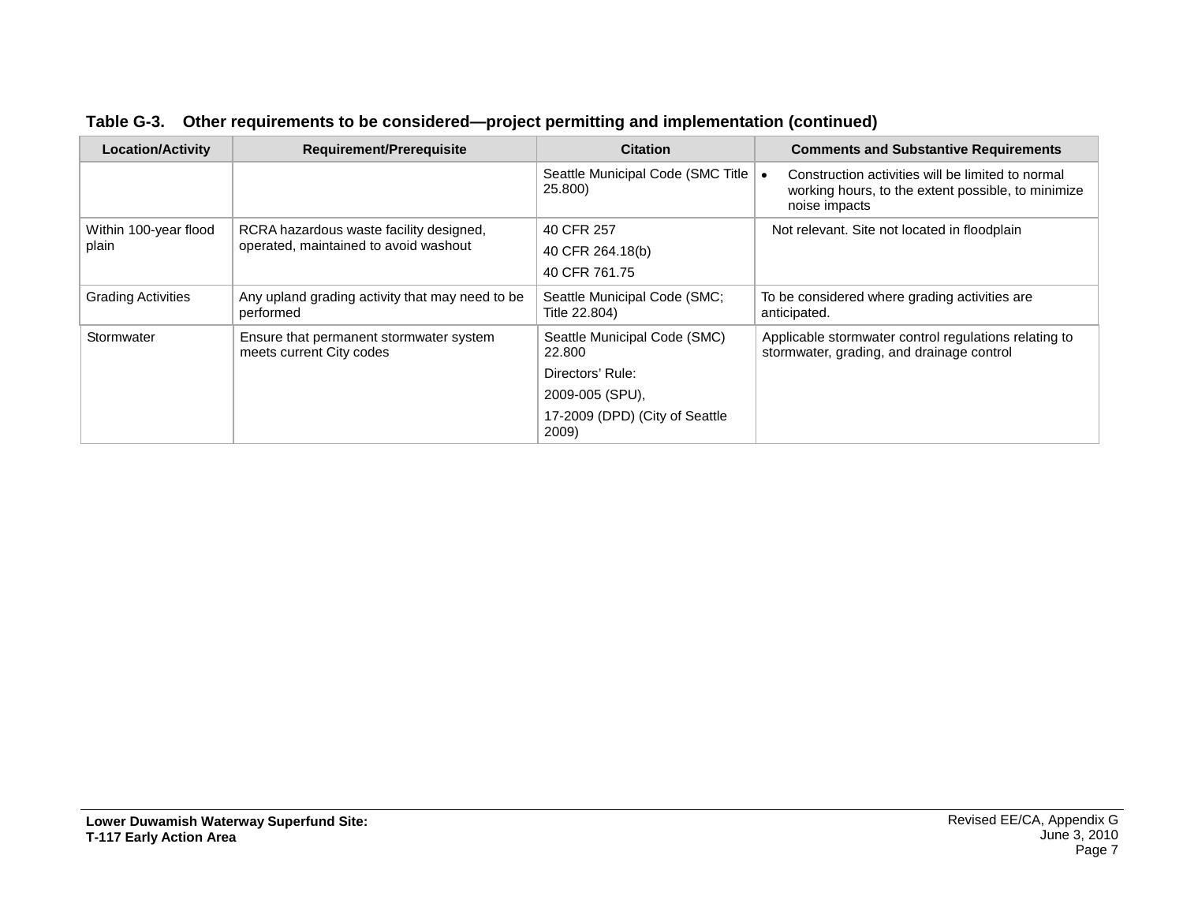**Table G-3. Other requirements to be considered—project permitting and implementation (continued)**

| Location/Activity | Requirement/Prerequisite | Citation | Comments and Substantive Requirements |
|---|---|---|---|
| | | Seattle Municipal Code (SMC Title 25.800) | • Construction activities will be limited to normal working hours, to the extent possible, to minimize noise impacts |
| Within 100-year flood plain | RCRA hazardous waste facility designed, operated, maintained to avoid washout | 40 CFR 257<br>40 CFR 264.18(b)<br>40 CFR 761.75 | Not relevant. Site not located in floodplain |
| Grading Activities | Any upland grading activity that may need to be performed | Seattle Municipal Code (SMC; Title 22.804) | To be considered where grading activities are anticipated. |
| Stormwater | Ensure that permanent stormwater system meets current City codes | Seattle Municipal Code (SMC) 22.800<br>Directors' Rule:<br>2009-005 (SPU),<br>17-2009 (DPD) (City of Seattle 2009) | Applicable stormwater control regulations relating to stormwater, grading, and drainage control |